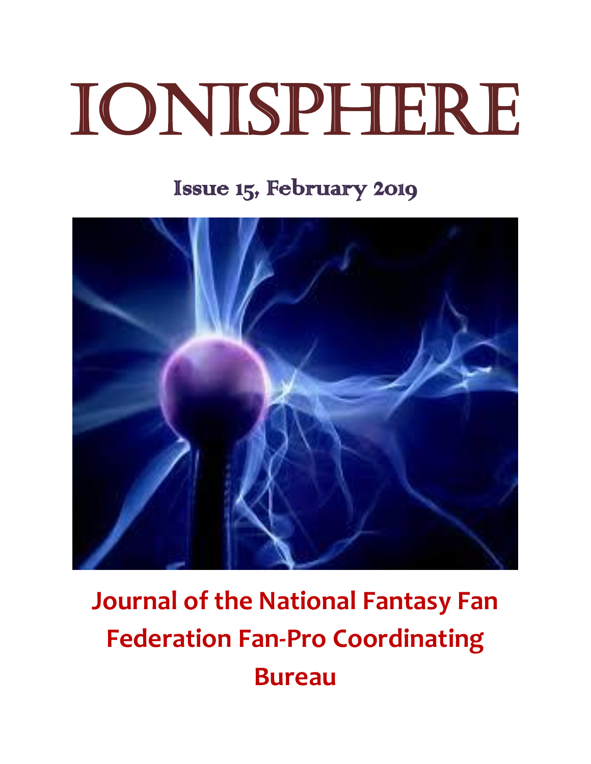# IONISPHERE

## Issue 15, February 2019

**Journal of the National Fantasy Fan Federation Fan-Pro Coordinating Bureau**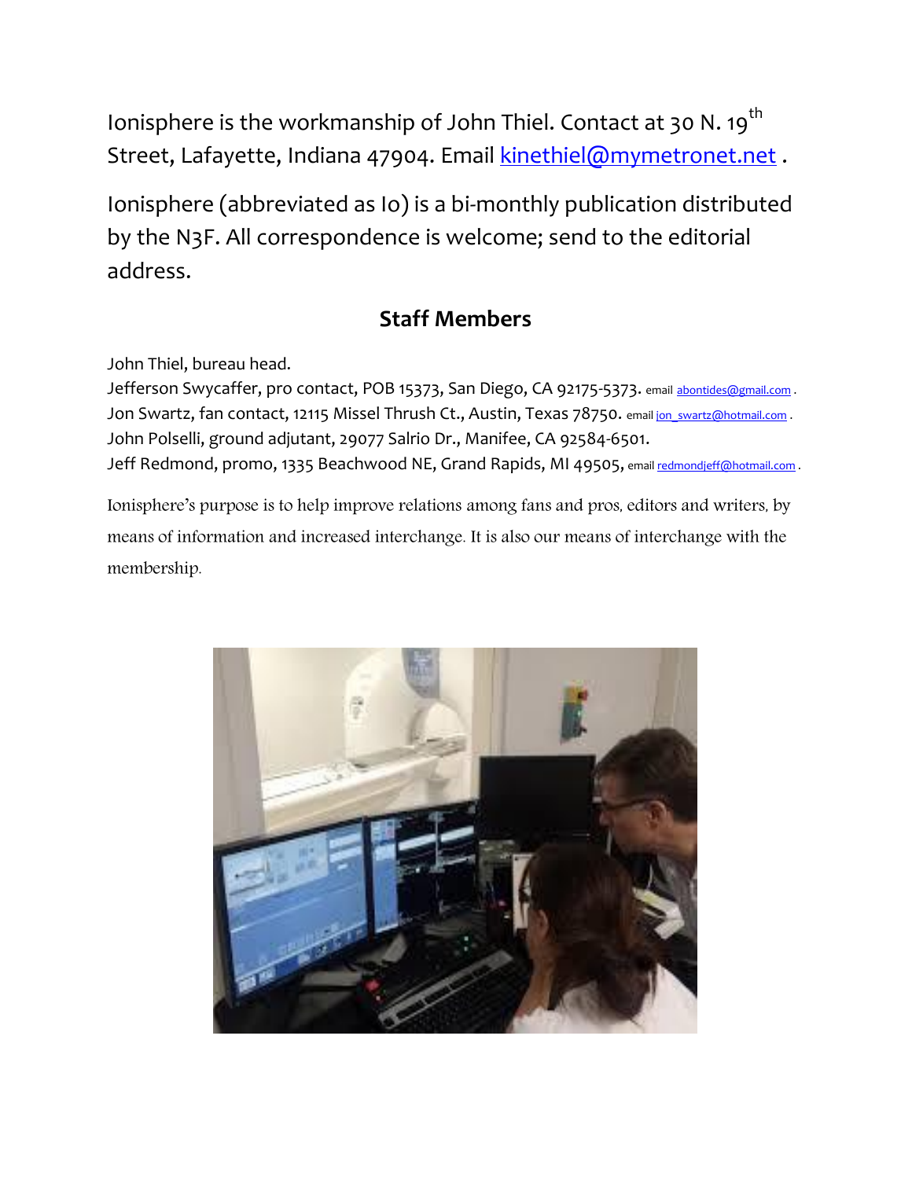Ionisphere is the workmanship of John Thiel. Contact at 30 N. 19th Street, Lafayette, Indiana 47904. Email kinethiel@mymetronet.net .

Ionisphere (abbreviated as Io) is a bi-monthly publication distributed by the N3F. All correspondence is welcome; send to the editorial address.

## Staff Members

John Thiel, bureau head.
Jefferson Swycaffer, pro contact, POB 15373, San Diego, CA 92175-5373. email abontides@gmail.com .
Jon Swartz, fan contact, 12115 Missel Thrush Ct., Austin, Texas 78750. email jon_swartz@hotmail.com .
John Polselli, ground adjutant, 29077 Salrio Dr., Manifee, CA 92584-6501.
Jeff Redmond, promo, 1335 Beachwood NE, Grand Rapids, MI 49505, email redmondjeff@hotmail.com .

Ionisphere's purpose is to help improve relations among fans and pros, editors and writers, by means of information and increased interchange. It is also our means of interchange with the membership.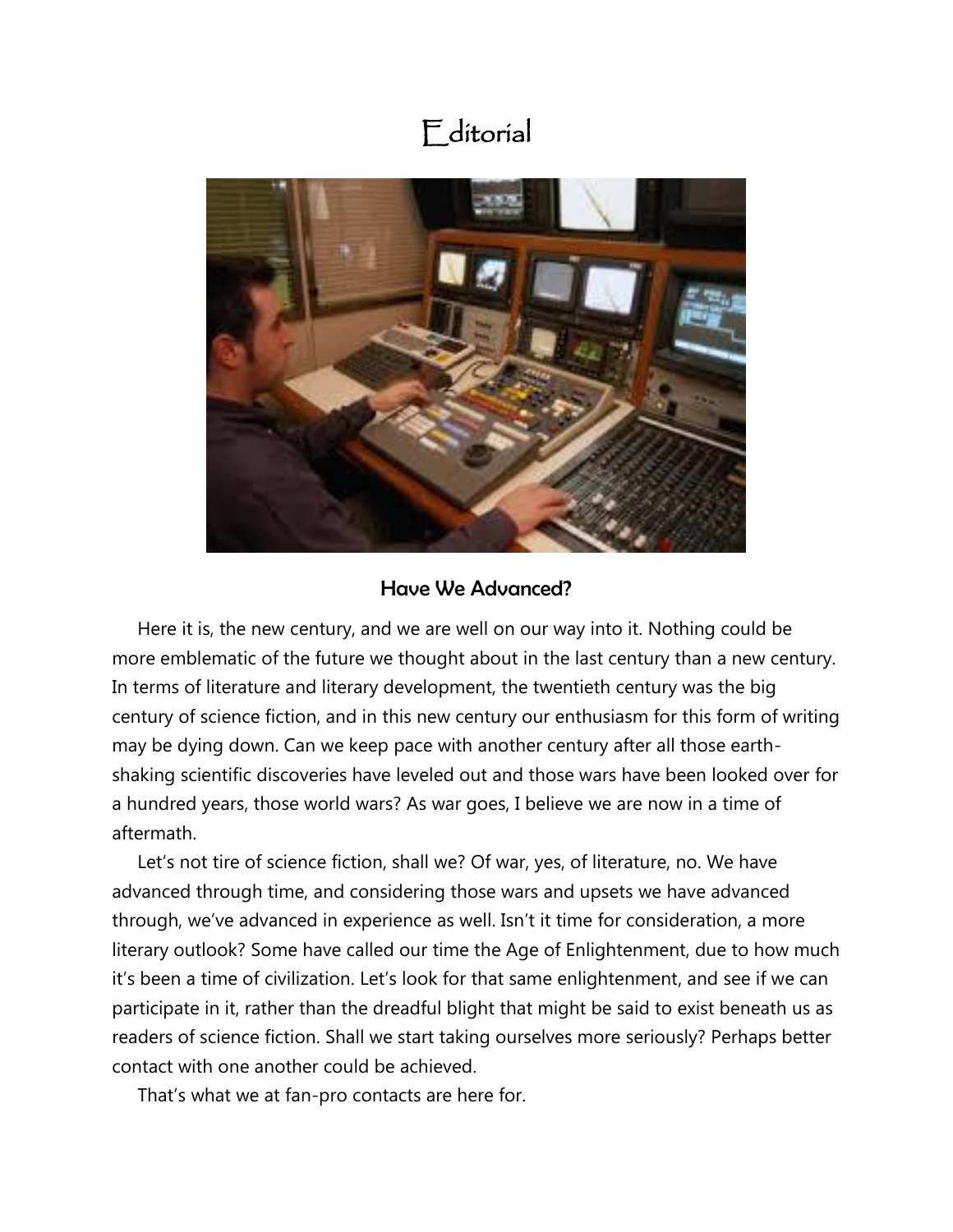# Editorial

## Have We Advanced?

Here it is, the new century, and we are well on our way into it. Nothing could be more emblematic of the future we thought about in the last century than a new century. In terms of literature and literary development, the twentieth century was the big century of science fiction, and in this new century our enthusiasm for this form of writing may be dying down. Can we keep pace with another century after all those earth-shaking scientific discoveries have leveled out and those wars have been looked over for a hundred years, those world wars? As war goes, I believe we are now in a time of aftermath.

Let's not tire of science fiction, shall we? Of war, yes, of literature, no. We have advanced through time, and considering those wars and upsets we have advanced through, we've advanced in experience as well. Isn't it time for consideration, a more literary outlook? Some have called our time the Age of Enlightenment, due to how much it's been a time of civilization. Let's look for that same enlightenment, and see if we can participate in it, rather than the dreadful blight that might be said to exist beneath us as readers of science fiction. Shall we start taking ourselves more seriously? Perhaps better contact with one another could be achieved.

That's what we at fan-pro contacts are here for.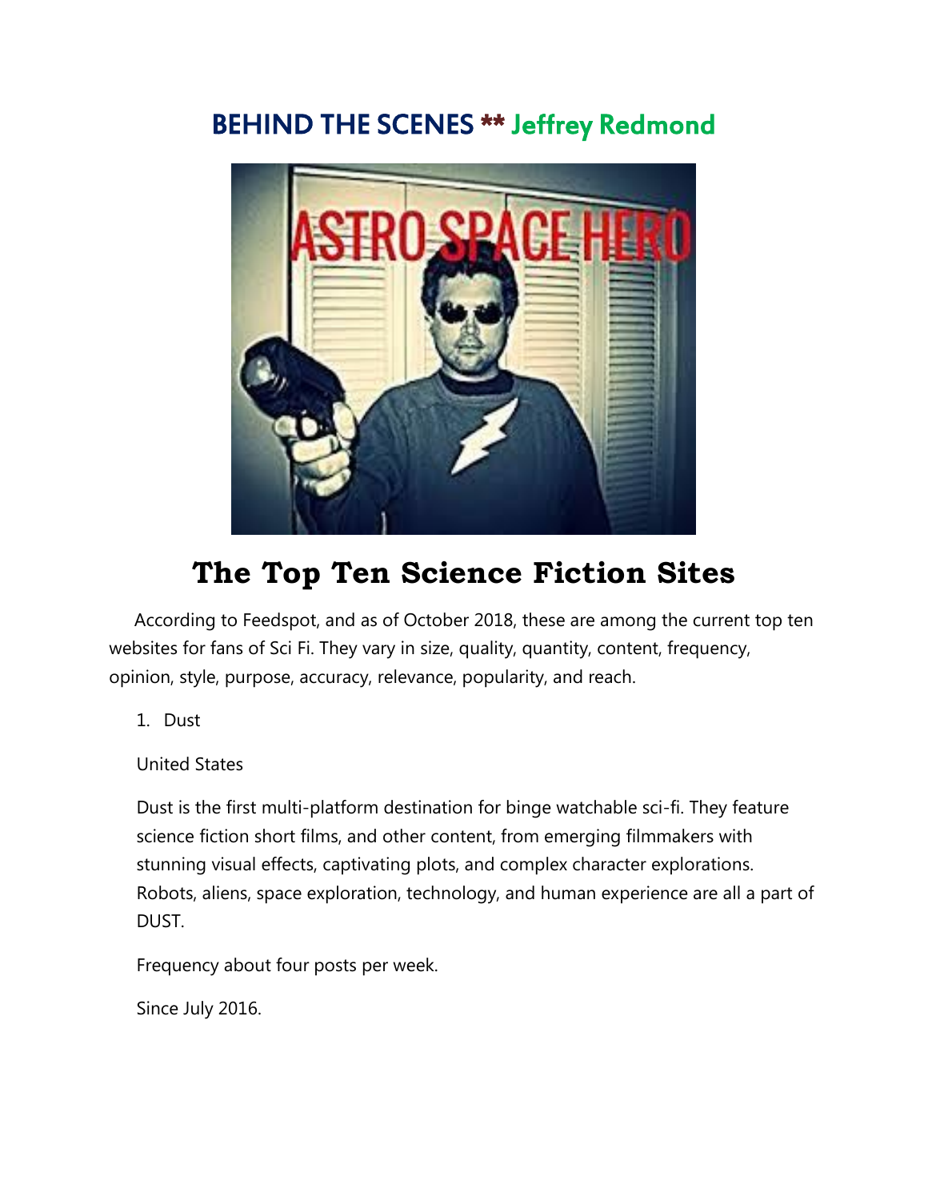BEHIND THE SCENES ** Jeffrey Redmond

# The Top Ten Science Fiction Sites

According to Feedspot, and as of October 2018, these are among the current top ten websites for fans of Sci Fi. They vary in size, quality, quantity, content, frequency, opinion, style, purpose, accuracy, relevance, popularity, and reach.

1. Dust

United States

Dust is the first multi-platform destination for binge watchable sci-fi. They feature science fiction short films, and other content, from emerging filmmakers with stunning visual effects, captivating plots, and complex character explorations. Robots, aliens, space exploration, technology, and human experience are all a part of DUST.

Frequency about four posts per week.

Since July 2016.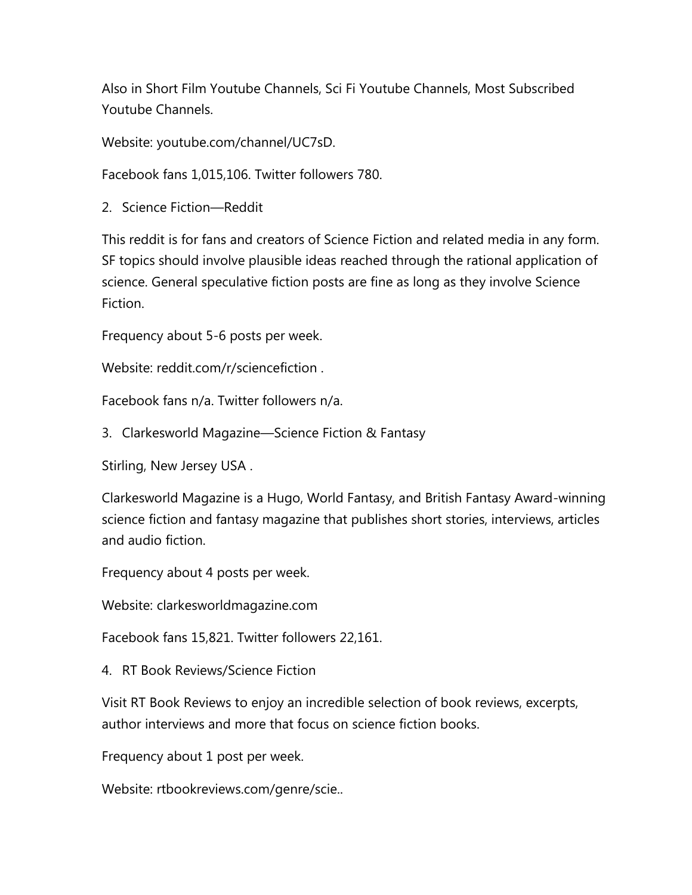Also in Short Film Youtube Channels, Sci Fi Youtube Channels, Most Subscribed Youtube Channels.

Website: youtube.com/channel/UC7sD.

Facebook fans 1,015,106. Twitter followers 780.

2. Science Fiction—Reddit

This reddit is for fans and creators of Science Fiction and related media in any form. SF topics should involve plausible ideas reached through the rational application of science. General speculative fiction posts are fine as long as they involve Science Fiction.

Frequency about 5-6 posts per week.

Website: reddit.com/r/sciencefiction .

Facebook fans n/a. Twitter followers n/a.

3. Clarkesworld Magazine—Science Fiction & Fantasy

Stirling, New Jersey USA .

Clarkesworld Magazine is a Hugo, World Fantasy, and British Fantasy Award-winning science fiction and fantasy magazine that publishes short stories, interviews, articles and audio fiction.

Frequency about 4 posts per week.

Website: clarkesworldmagazine.com

Facebook fans 15,821. Twitter followers 22,161.

4. RT Book Reviews/Science Fiction

Visit RT Book Reviews to enjoy an incredible selection of book reviews, excerpts, author interviews and more that focus on science fiction books.

Frequency about 1 post per week.

Website: rtbookreviews.com/genre/scie..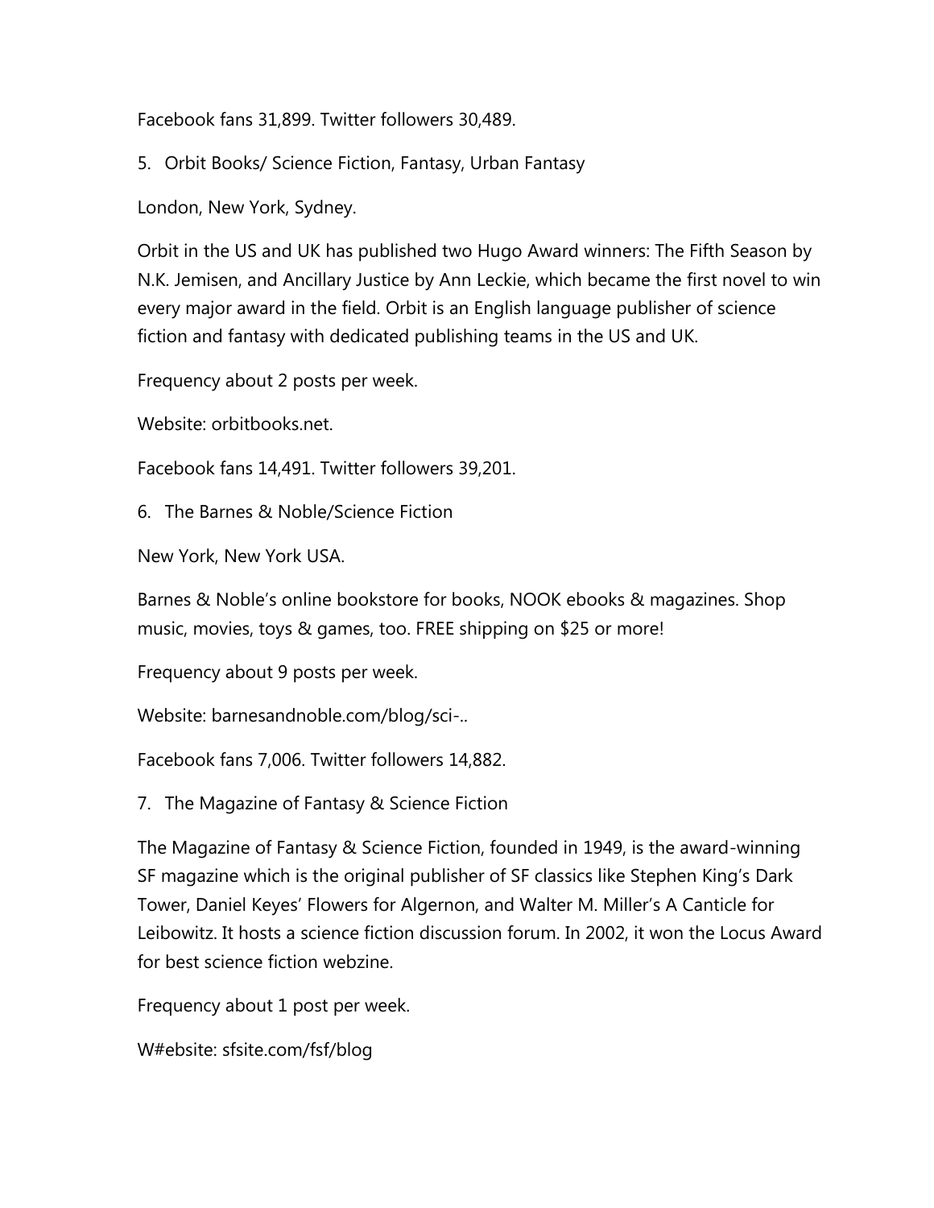Facebook fans 31,899. Twitter followers 30,489.

5. Orbit Books/ Science Fiction, Fantasy, Urban Fantasy

London, New York, Sydney.

Orbit in the US and UK has published two Hugo Award winners: The Fifth Season by N.K. Jemisen, and Ancillary Justice by Ann Leckie, which became the first novel to win every major award in the field. Orbit is an English language publisher of science fiction and fantasy with dedicated publishing teams in the US and UK.

Frequency about 2 posts per week.

Website: orbitbooks.net.

Facebook fans 14,491. Twitter followers 39,201.

6. The Barnes & Noble/Science Fiction

New York, New York USA.

Barnes & Noble's online bookstore for books, NOOK ebooks & magazines. Shop music, movies, toys & games, too. FREE shipping on $25 or more!

Frequency about 9 posts per week.

Website: barnesandnoble.com/blog/sci-..

Facebook fans 7,006. Twitter followers 14,882.

7. The Magazine of Fantasy & Science Fiction

The Magazine of Fantasy & Science Fiction, founded in 1949, is the award-winning SF magazine which is the original publisher of SF classics like Stephen King's Dark Tower, Daniel Keyes' Flowers for Algernon, and Walter M. Miller's A Canticle for Leibowitz. It hosts a science fiction discussion forum. In 2002, it won the Locus Award for best science fiction webzine.

Frequency about 1 post per week.

W#ebsite: sfsite.com/fsf/blog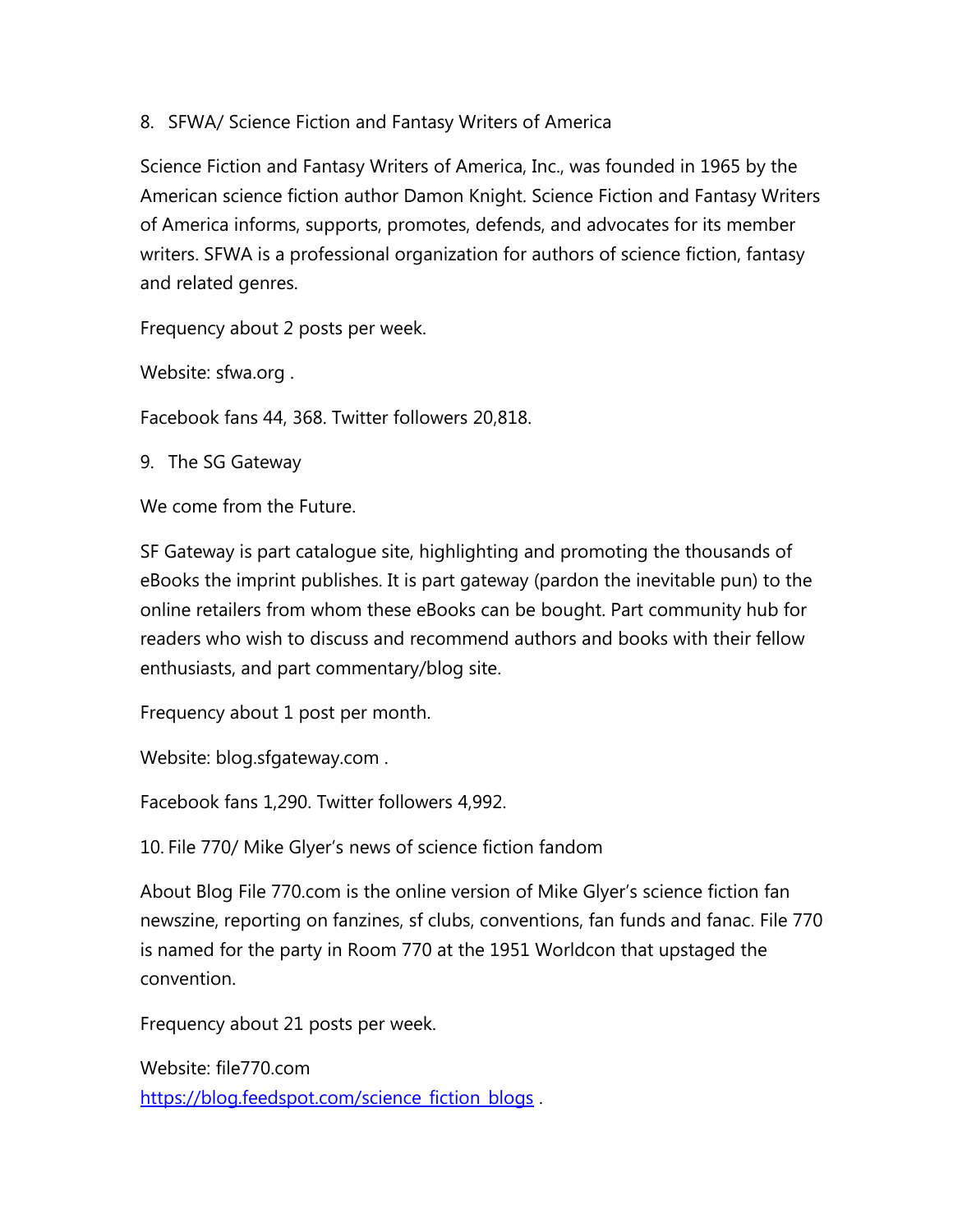8. SFWA/ Science Fiction and Fantasy Writers of America

Science Fiction and Fantasy Writers of America, Inc., was founded in 1965 by the American science fiction author Damon Knight. Science Fiction and Fantasy Writers of America informs, supports, promotes, defends, and advocates for its member writers. SFWA is a professional organization for authors of science fiction, fantasy and related genres.

Frequency about 2 posts per week.

Website: sfwa.org .

Facebook fans 44, 368. Twitter followers 20,818.

9. The SG Gateway

We come from the Future.

SF Gateway is part catalogue site, highlighting and promoting the thousands of eBooks the imprint publishes. It is part gateway (pardon the inevitable pun) to the online retailers from whom these eBooks can be bought. Part community hub for readers who wish to discuss and recommend authors and books with their fellow enthusiasts, and part commentary/blog site.

Frequency about 1 post per month.

Website: blog.sfgateway.com .

Facebook fans 1,290. Twitter followers 4,992.

10. File 770/ Mike Glyer's news of science fiction fandom

About Blog File 770.com is the online version of Mike Glyer's science fiction fan newszine, reporting on fanzines, sf clubs, conventions, fan funds and fanac. File 770 is named for the party in Room 770 at the 1951 Worldcon that upstaged the convention.

Frequency about 21 posts per week.

Website: file770.com
[https://blog.feedspot.com/science_fiction_blogs](https://blog.feedspot.com/science_fiction_blogs) .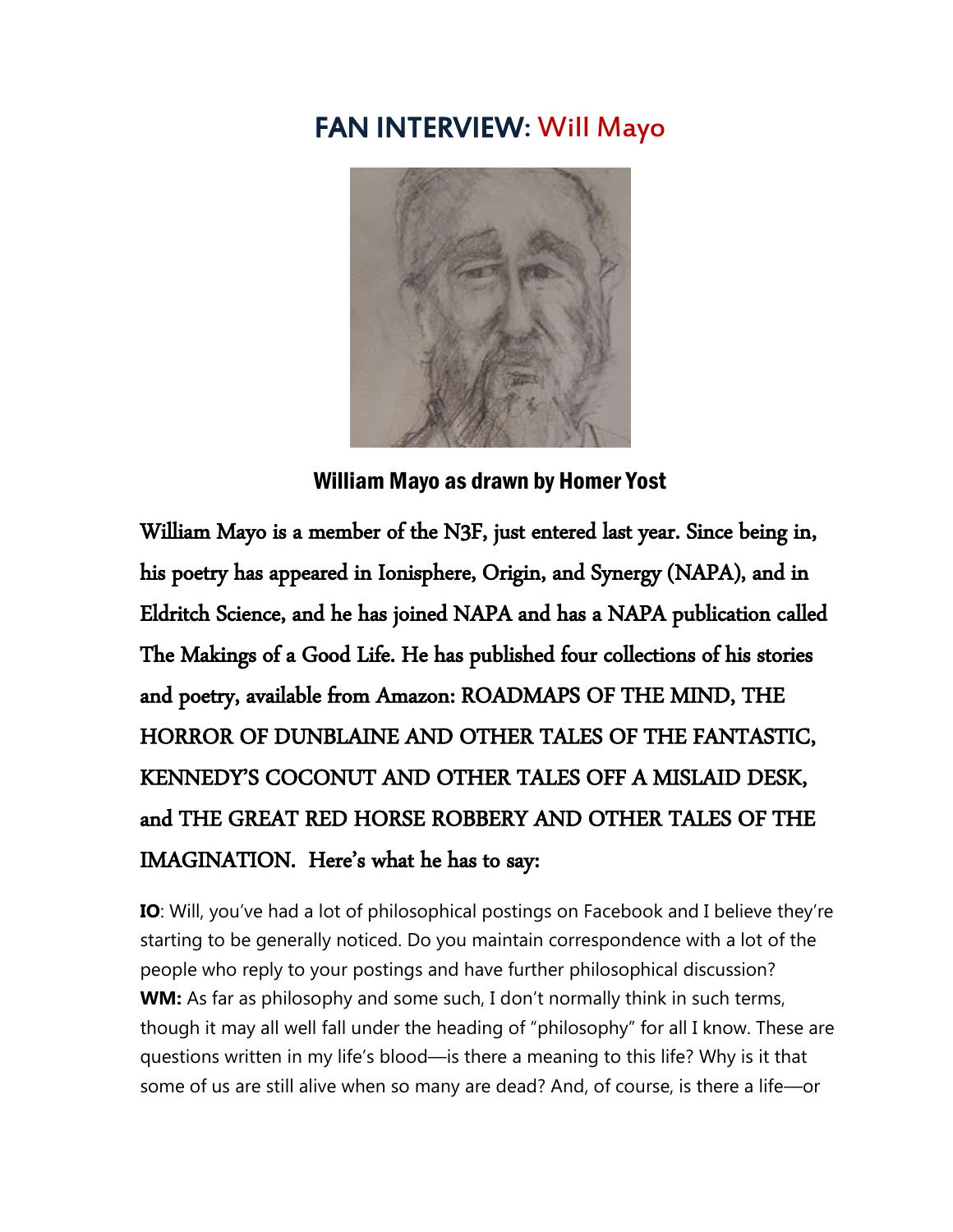# FAN INTERVIEW: Will Mayo

**William Mayo as drawn by Homer Yost**

William Mayo is a member of the N3F, just entered last year. Since being in, his poetry has appeared in Ionisphere, Origin, and Synergy (NAPA), and in Eldritch Science, and he has joined NAPA and has a NAPA publication called The Makings of a Good Life. He has published four collections of his stories and poetry, available from Amazon: ROADMAPS OF THE MIND, THE HORROR OF DUNBLAINE AND OTHER TALES OF THE FANTASTIC, KENNEDY'S COCONUT AND OTHER TALES OFF A MISLAID DESK, and THE GREAT RED HORSE ROBBERY AND OTHER TALES OF THE IMAGINATION. Here's what he has to say:

**IO**: Will, you've had a lot of philosophical postings on Facebook and I believe they're starting to be generally noticed. Do you maintain correspondence with a lot of the people who reply to your postings and have further philosophical discussion?

**WM:** As far as philosophy and some such, I don't normally think in such terms, though it may all well fall under the heading of "philosophy" for all I know. These are questions written in my life's blood—is there a meaning to this life? Why is it that some of us are still alive when so many are dead? And, of course, is there a life—or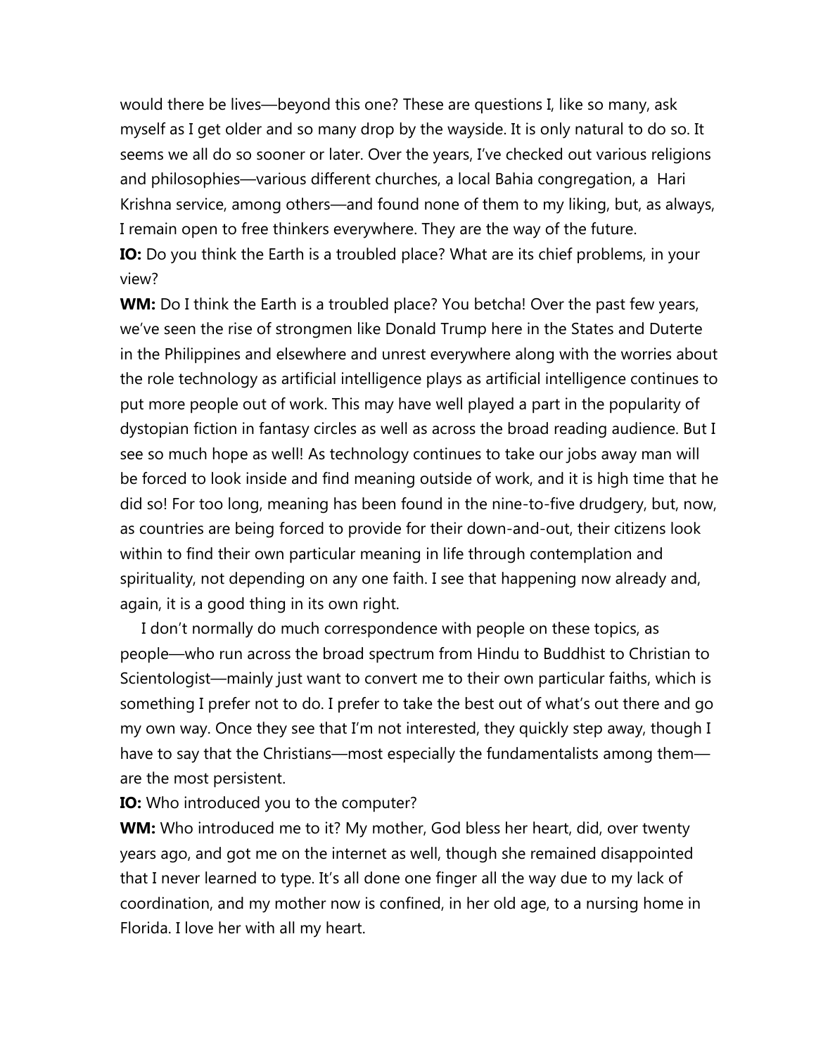would there be lives—beyond this one? These are questions I, like so many, ask myself as I get older and so many drop by the wayside. It is only natural to do so. It seems we all do so sooner or later. Over the years, I've checked out various religions and philosophies—various different churches, a local Bahia congregation, a Hari Krishna service, among others—and found none of them to my liking, but, as always, I remain open to free thinkers everywhere. They are the way of the future.

**IO:** Do you think the Earth is a troubled place? What are its chief problems, in your view?

**WM:** Do I think the Earth is a troubled place? You betcha! Over the past few years, we've seen the rise of strongmen like Donald Trump here in the States and Duterte in the Philippines and elsewhere and unrest everywhere along with the worries about the role technology as artificial intelligence plays as artificial intelligence continues to put more people out of work. This may have well played a part in the popularity of dystopian fiction in fantasy circles as well as across the broad reading audience. But I see so much hope as well! As technology continues to take our jobs away man will be forced to look inside and find meaning outside of work, and it is high time that he did so! For too long, meaning has been found in the nine-to-five drudgery, but, now, as countries are being forced to provide for their down-and-out, their citizens look within to find their own particular meaning in life through contemplation and spirituality, not depending on any one faith. I see that happening now already and, again, it is a good thing in its own right.

I don't normally do much correspondence with people on these topics, as people—who run across the broad spectrum from Hindu to Buddhist to Christian to Scientologist—mainly just want to convert me to their own particular faiths, which is something I prefer not to do. I prefer to take the best out of what's out there and go my own way. Once they see that I'm not interested, they quickly step away, though I have to say that the Christians—most especially the fundamentalists among them—are the most persistent.

**IO:** Who introduced you to the computer?

**WM:** Who introduced me to it? My mother, God bless her heart, did, over twenty years ago, and got me on the internet as well, though she remained disappointed that I never learned to type. It's all done one finger all the way due to my lack of coordination, and my mother now is confined, in her old age, to a nursing home in Florida. I love her with all my heart.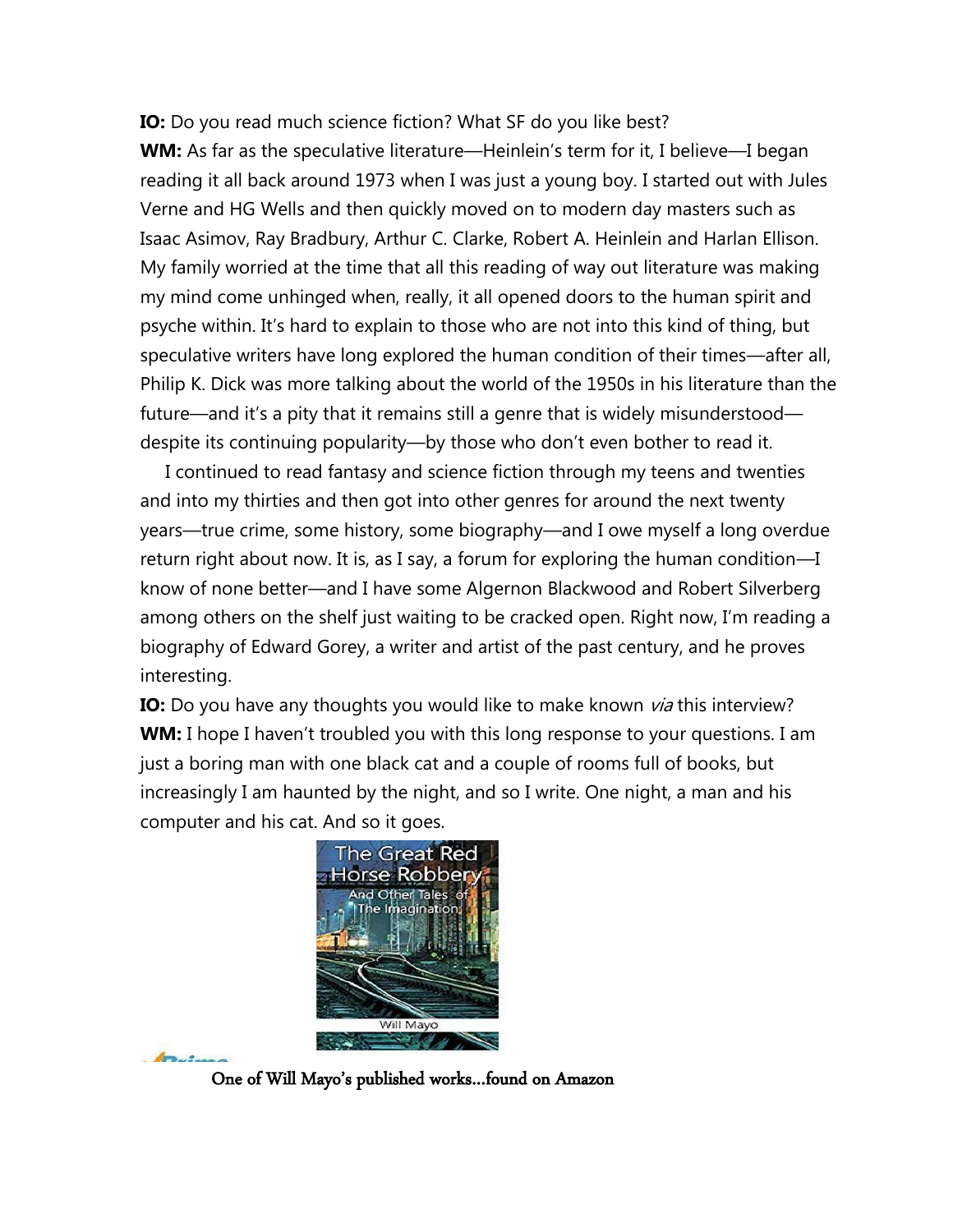**IO:** Do you read much science fiction? What SF do you like best?

**WM:** As far as the speculative literature—Heinlein's term for it, I believe—I began reading it all back around 1973 when I was just a young boy. I started out with Jules Verne and HG Wells and then quickly moved on to modern day masters such as Isaac Asimov, Ray Bradbury, Arthur C. Clarke, Robert A. Heinlein and Harlan Ellison. My family worried at the time that all this reading of way out literature was making my mind come unhinged when, really, it all opened doors to the human spirit and psyche within. It's hard to explain to those who are not into this kind of thing, but speculative writers have long explored the human condition of their times—after all, Philip K. Dick was more talking about the world of the 1950s in his literature than the future—and it's a pity that it remains still a genre that is widely misunderstood—despite its continuing popularity—by those who don't even bother to read it.

I continued to read fantasy and science fiction through my teens and twenties and into my thirties and then got into other genres for around the next twenty years—true crime, some history, some biography—and I owe myself a long overdue return right about now. It is, as I say, a forum for exploring the human condition—I know of none better—and I have some Algernon Blackwood and Robert Silverberg among others on the shelf just waiting to be cracked open. Right now, I'm reading a biography of Edward Gorey, a writer and artist of the past century, and he proves interesting.

**IO:** Do you have any thoughts you would like to make known *via* this interview?

**WM:** I hope I haven't troubled you with this long response to your questions. I am just a boring man with one black cat and a couple of rooms full of books, but increasingly I am haunted by the night, and so I write. One night, a man and his computer and his cat. And so it goes.

One of Will Mayo's published works...found on Amazon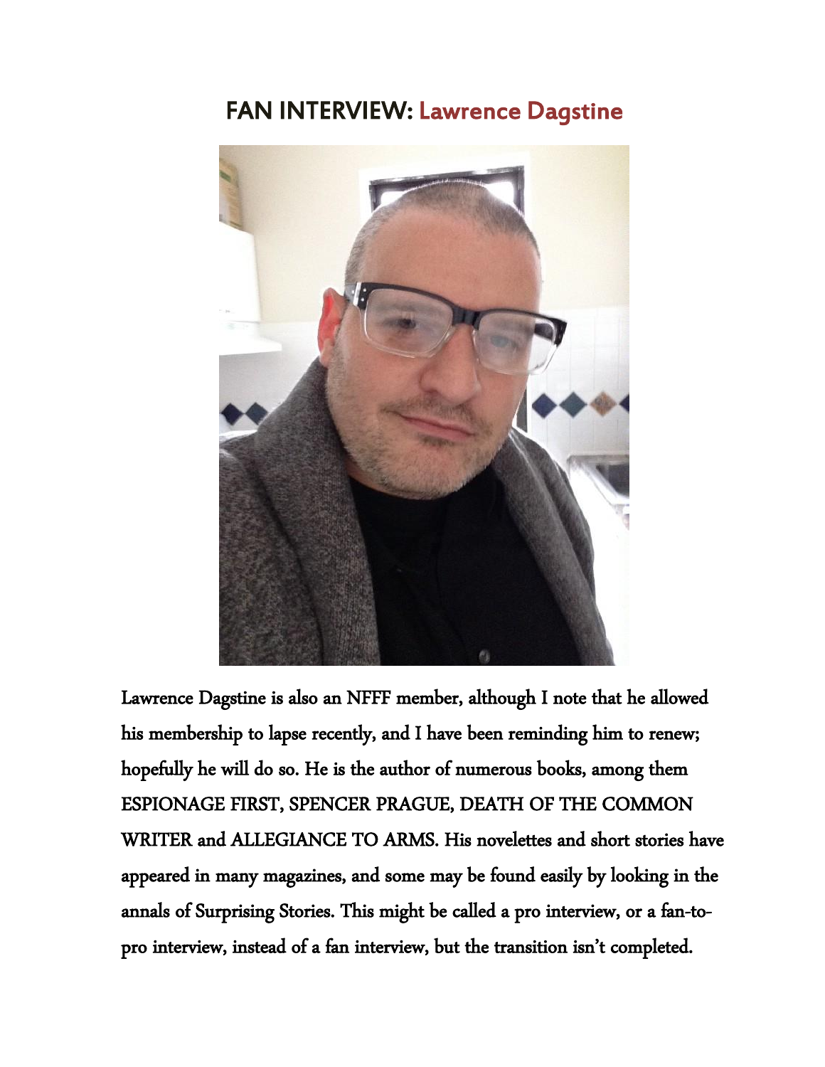## FAN INTERVIEW: Lawrence Dagstine

Lawrence Dagstine is also an NFFF member, although I note that he allowed his membership to lapse recently, and I have been reminding him to renew; hopefully he will do so. He is the author of numerous books, among them ESPIONAGE FIRST, SPENCER PRAGUE, DEATH OF THE COMMON WRITER and ALLEGIANCE TO ARMS. His novelettes and short stories have appeared in many magazines, and some may be found easily by looking in the annals of Surprising Stories. This might be called a pro interview, or a fan-to-pro interview, instead of a fan interview, but the transition isn't completed.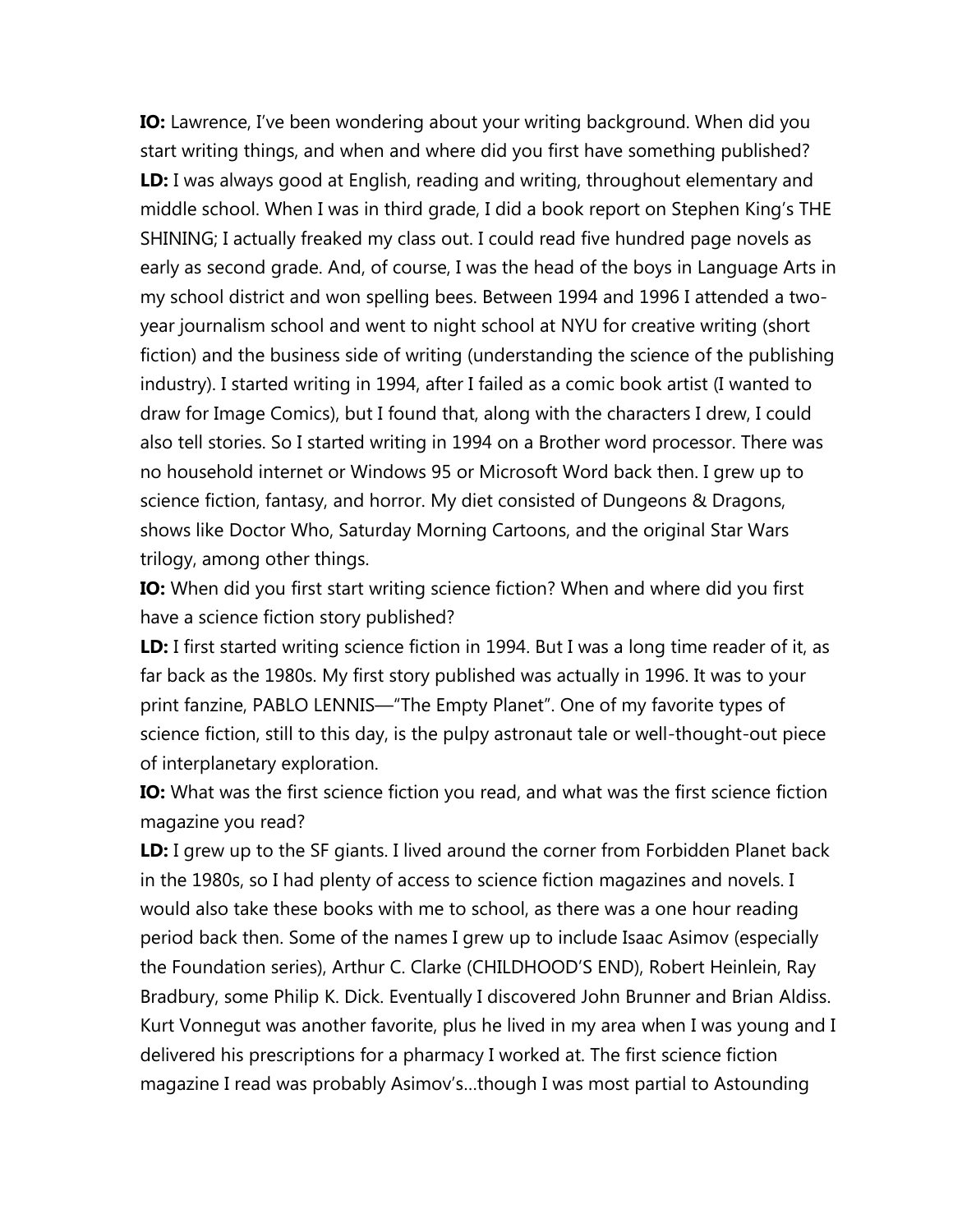**IO:** Lawrence, I've been wondering about your writing background. When did you start writing things, and when and where did you first have something published?

**LD:** I was always good at English, reading and writing, throughout elementary and middle school. When I was in third grade, I did a book report on Stephen King's THE SHINING; I actually freaked my class out. I could read five hundred page novels as early as second grade. And, of course, I was the head of the boys in Language Arts in my school district and won spelling bees. Between 1994 and 1996 I attended a two-year journalism school and went to night school at NYU for creative writing (short fiction) and the business side of writing (understanding the science of the publishing industry). I started writing in 1994, after I failed as a comic book artist (I wanted to draw for Image Comics), but I found that, along with the characters I drew, I could also tell stories. So I started writing in 1994 on a Brother word processor. There was no household internet or Windows 95 or Microsoft Word back then. I grew up to science fiction, fantasy, and horror. My diet consisted of Dungeons & Dragons, shows like Doctor Who, Saturday Morning Cartoons, and the original Star Wars trilogy, among other things.

**IO:** When did you first start writing science fiction? When and where did you first have a science fiction story published?

**LD:** I first started writing science fiction in 1994. But I was a long time reader of it, as far back as the 1980s. My first story published was actually in 1996. It was to your print fanzine, PABLO LENNIS—"The Empty Planet". One of my favorite types of science fiction, still to this day, is the pulpy astronaut tale or well-thought-out piece of interplanetary exploration.

**IO:** What was the first science fiction you read, and what was the first science fiction magazine you read?

**LD:** I grew up to the SF giants. I lived around the corner from Forbidden Planet back in the 1980s, so I had plenty of access to science fiction magazines and novels. I would also take these books with me to school, as there was a one hour reading period back then. Some of the names I grew up to include Isaac Asimov (especially the Foundation series), Arthur C. Clarke (CHILDHOOD'S END), Robert Heinlein, Ray Bradbury, some Philip K. Dick. Eventually I discovered John Brunner and Brian Aldiss. Kurt Vonnegut was another favorite, plus he lived in my area when I was young and I delivered his prescriptions for a pharmacy I worked at. The first science fiction magazine I read was probably Asimov's…though I was most partial to Astounding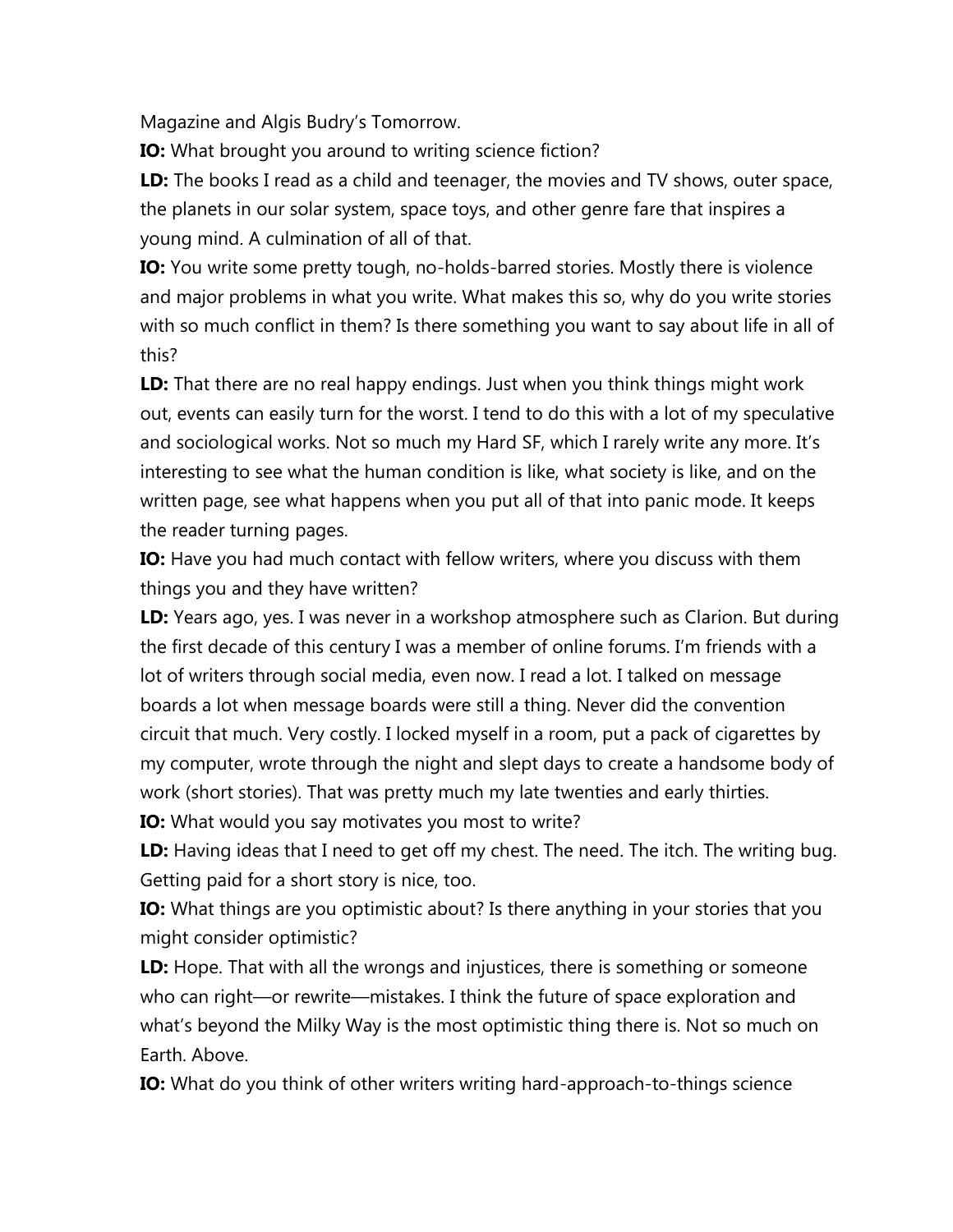Magazine and Algis Budry's Tomorrow.

**IO:** What brought you around to writing science fiction?

**LD:** The books I read as a child and teenager, the movies and TV shows, outer space, the planets in our solar system, space toys, and other genre fare that inspires a young mind. A culmination of all of that.

**IO:** You write some pretty tough, no-holds-barred stories. Mostly there is violence and major problems in what you write. What makes this so, why do you write stories with so much conflict in them? Is there something you want to say about life in all of this?

**LD:** That there are no real happy endings. Just when you think things might work out, events can easily turn for the worst. I tend to do this with a lot of my speculative and sociological works. Not so much my Hard SF, which I rarely write any more. It's interesting to see what the human condition is like, what society is like, and on the written page, see what happens when you put all of that into panic mode. It keeps the reader turning pages.

**IO:** Have you had much contact with fellow writers, where you discuss with them things you and they have written?

**LD:** Years ago, yes. I was never in a workshop atmosphere such as Clarion. But during the first decade of this century I was a member of online forums. I'm friends with a lot of writers through social media, even now. I read a lot. I talked on message boards a lot when message boards were still a thing. Never did the convention circuit that much. Very costly. I locked myself in a room, put a pack of cigarettes by my computer, wrote through the night and slept days to create a handsome body of work (short stories). That was pretty much my late twenties and early thirties.

**IO:** What would you say motivates you most to write?

**LD:** Having ideas that I need to get off my chest. The need. The itch. The writing bug. Getting paid for a short story is nice, too.

**IO:** What things are you optimistic about? Is there anything in your stories that you might consider optimistic?

**LD:** Hope. That with all the wrongs and injustices, there is something or someone who can right—or rewrite—mistakes. I think the future of space exploration and what's beyond the Milky Way is the most optimistic thing there is. Not so much on Earth. Above.

**IO:** What do you think of other writers writing hard-approach-to-things science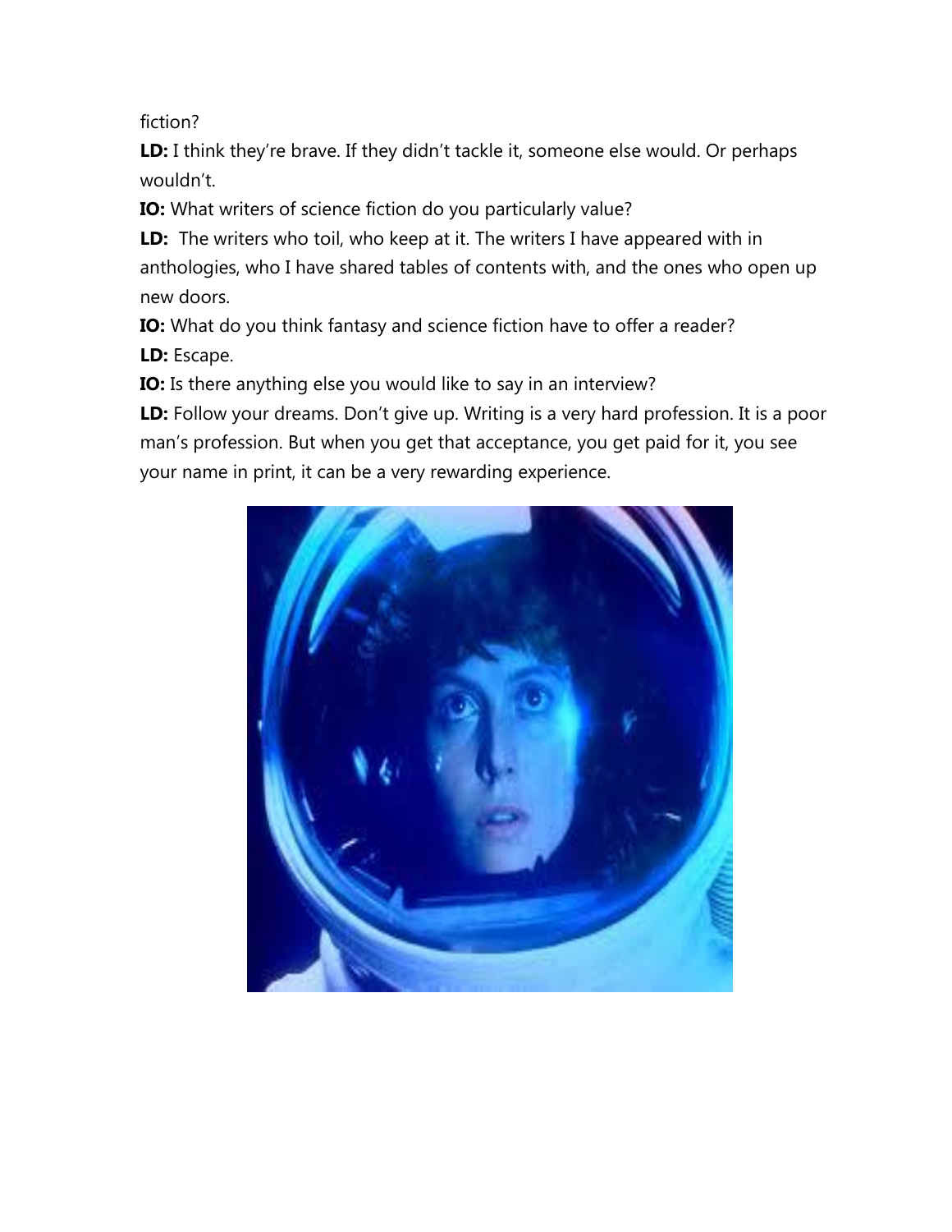fiction?

**LD:** I think they're brave. If they didn't tackle it, someone else would. Or perhaps wouldn't.

**IO:** What writers of science fiction do you particularly value?

**LD:** The writers who toil, who keep at it. The writers I have appeared with in anthologies, who I have shared tables of contents with, and the ones who open up new doors.

**IO:** What do you think fantasy and science fiction have to offer a reader?

**LD:** Escape.

**IO:** Is there anything else you would like to say in an interview?

**LD:** Follow your dreams. Don't give up. Writing is a very hard profession. It is a poor man's profession. But when you get that acceptance, you get paid for it, you see your name in print, it can be a very rewarding experience.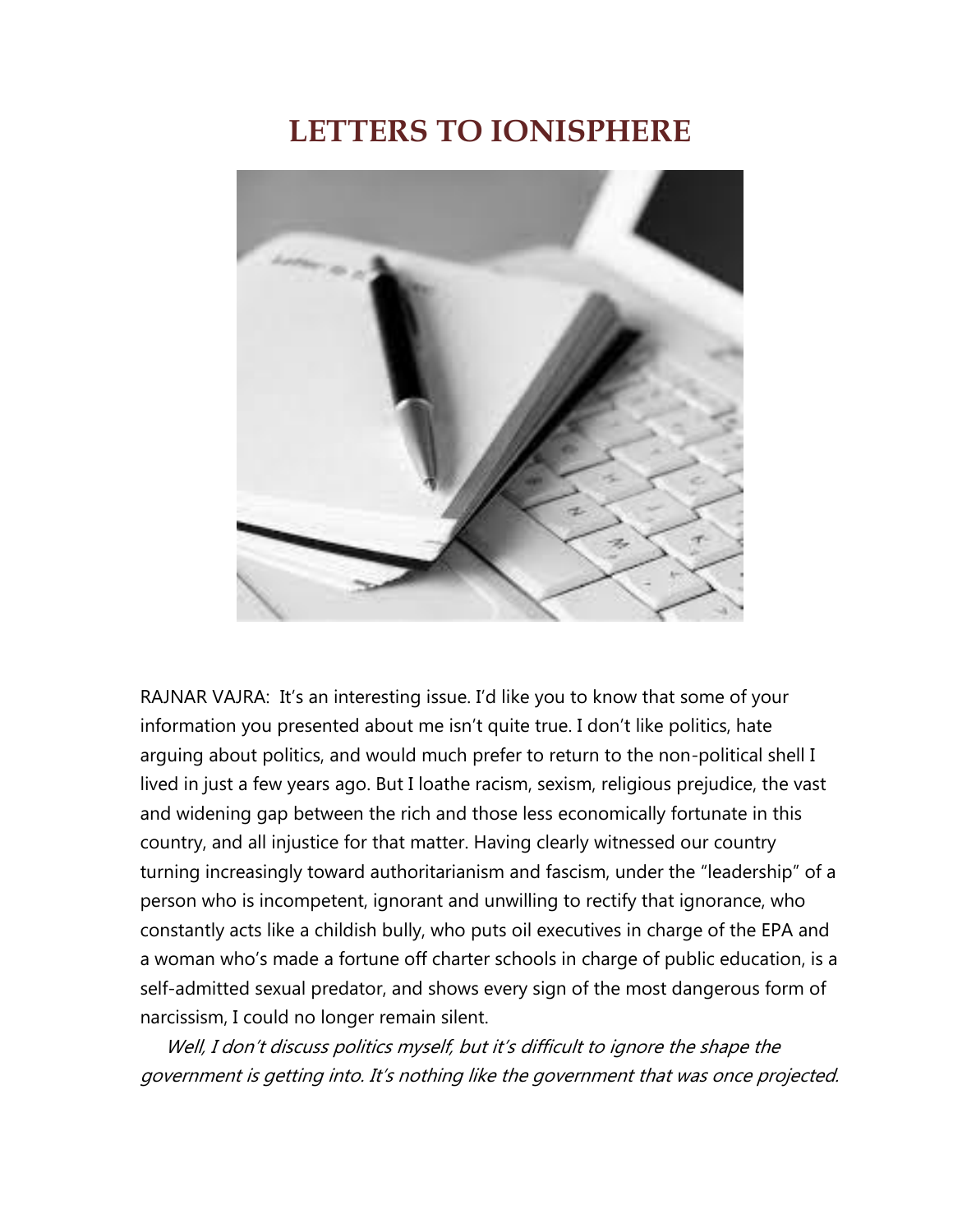# LETTERS TO IONISPHERE

RAJNAR VAJRA: It's an interesting issue. I'd like you to know that some of your information you presented about me isn't quite true. I don't like politics, hate arguing about politics, and would much prefer to return to the non-political shell I lived in just a few years ago. But I loathe racism, sexism, religious prejudice, the vast and widening gap between the rich and those less economically fortunate in this country, and all injustice for that matter. Having clearly witnessed our country turning increasingly toward authoritarianism and fascism, under the "leadership" of a person who is incompetent, ignorant and unwilling to rectify that ignorance, who constantly acts like a childish bully, who puts oil executives in charge of the EPA and a woman who's made a fortune off charter schools in charge of public education, is a self-admitted sexual predator, and shows every sign of the most dangerous form of narcissism, I could no longer remain silent.

*Well, I don't discuss politics myself, but it's difficult to ignore the shape the government is getting into. It's nothing like the government that was once projected.*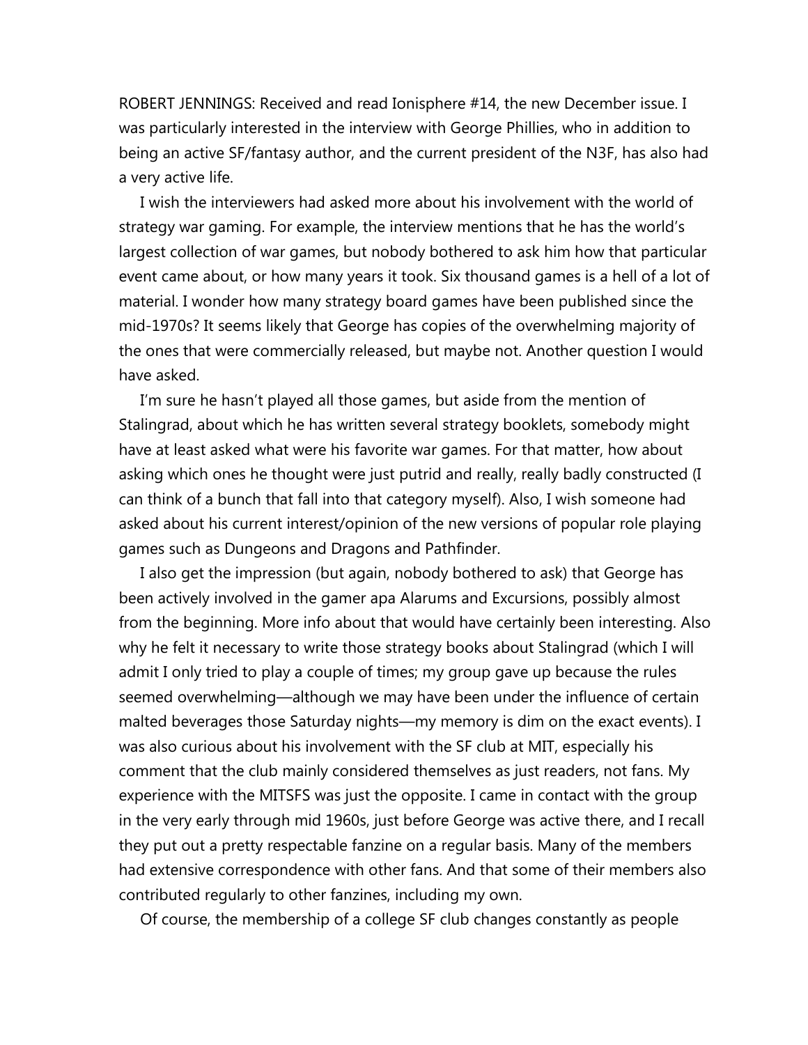ROBERT JENNINGS: Received and read Ionisphere #14, the new December issue. I was particularly interested in the interview with George Phillies, who in addition to being an active SF/fantasy author, and the current president of the N3F, has also had a very active life.

I wish the interviewers had asked more about his involvement with the world of strategy war gaming. For example, the interview mentions that he has the world's largest collection of war games, but nobody bothered to ask him how that particular event came about, or how many years it took. Six thousand games is a hell of a lot of material. I wonder how many strategy board games have been published since the mid-1970s? It seems likely that George has copies of the overwhelming majority of the ones that were commercially released, but maybe not. Another question I would have asked.

I'm sure he hasn't played all those games, but aside from the mention of Stalingrad, about which he has written several strategy booklets, somebody might have at least asked what were his favorite war games. For that matter, how about asking which ones he thought were just putrid and really, really badly constructed (I can think of a bunch that fall into that category myself). Also, I wish someone had asked about his current interest/opinion of the new versions of popular role playing games such as Dungeons and Dragons and Pathfinder.

I also get the impression (but again, nobody bothered to ask) that George has been actively involved in the gamer apa Alarums and Excursions, possibly almost from the beginning. More info about that would have certainly been interesting. Also why he felt it necessary to write those strategy books about Stalingrad (which I will admit I only tried to play a couple of times; my group gave up because the rules seemed overwhelming—although we may have been under the influence of certain malted beverages those Saturday nights—my memory is dim on the exact events). I was also curious about his involvement with the SF club at MIT, especially his comment that the club mainly considered themselves as just readers, not fans. My experience with the MITSFS was just the opposite. I came in contact with the group in the very early through mid 1960s, just before George was active there, and I recall they put out a pretty respectable fanzine on a regular basis. Many of the members had extensive correspondence with other fans. And that some of their members also contributed regularly to other fanzines, including my own.

Of course, the membership of a college SF club changes constantly as people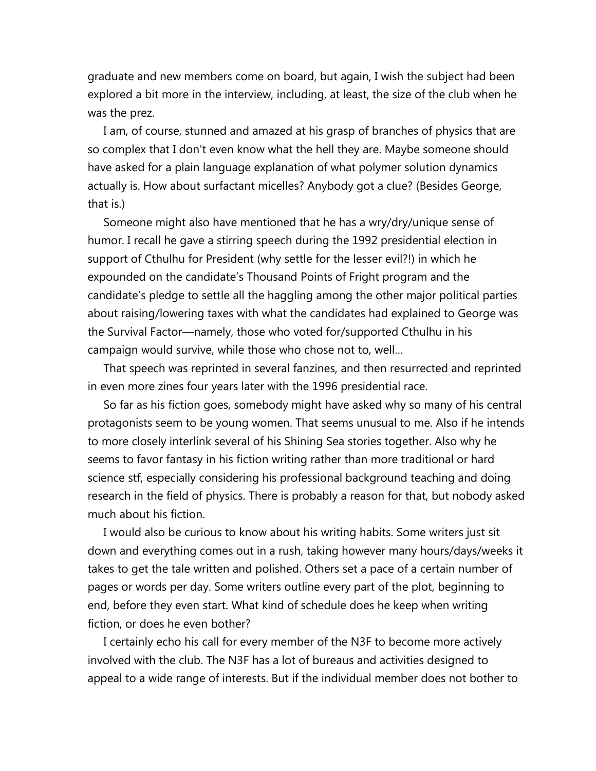graduate and new members come on board, but again, I wish the subject had been explored a bit more in the interview, including, at least, the size of the club when he was the prez.

I am, of course, stunned and amazed at his grasp of branches of physics that are so complex that I don't even know what the hell they are. Maybe someone should have asked for a plain language explanation of what polymer solution dynamics actually is. How about surfactant micelles? Anybody got a clue? (Besides George, that is.)

Someone might also have mentioned that he has a wry/dry/unique sense of humor. I recall he gave a stirring speech during the 1992 presidential election in support of Cthulhu for President (why settle for the lesser evil?!) in which he expounded on the candidate's Thousand Points of Fright program and the candidate's pledge to settle all the haggling among the other major political parties about raising/lowering taxes with what the candidates had explained to George was the Survival Factor—namely, those who voted for/supported Cthulhu in his campaign would survive, while those who chose not to, well…

That speech was reprinted in several fanzines, and then resurrected and reprinted in even more zines four years later with the 1996 presidential race.

So far as his fiction goes, somebody might have asked why so many of his central protagonists seem to be young women. That seems unusual to me. Also if he intends to more closely interlink several of his Shining Sea stories together. Also why he seems to favor fantasy in his fiction writing rather than more traditional or hard science stf, especially considering his professional background teaching and doing research in the field of physics. There is probably a reason for that, but nobody asked much about his fiction.

I would also be curious to know about his writing habits. Some writers just sit down and everything comes out in a rush, taking however many hours/days/weeks it takes to get the tale written and polished. Others set a pace of a certain number of pages or words per day. Some writers outline every part of the plot, beginning to end, before they even start. What kind of schedule does he keep when writing fiction, or does he even bother?

I certainly echo his call for every member of the N3F to become more actively involved with the club. The N3F has a lot of bureaus and activities designed to appeal to a wide range of interests. But if the individual member does not bother to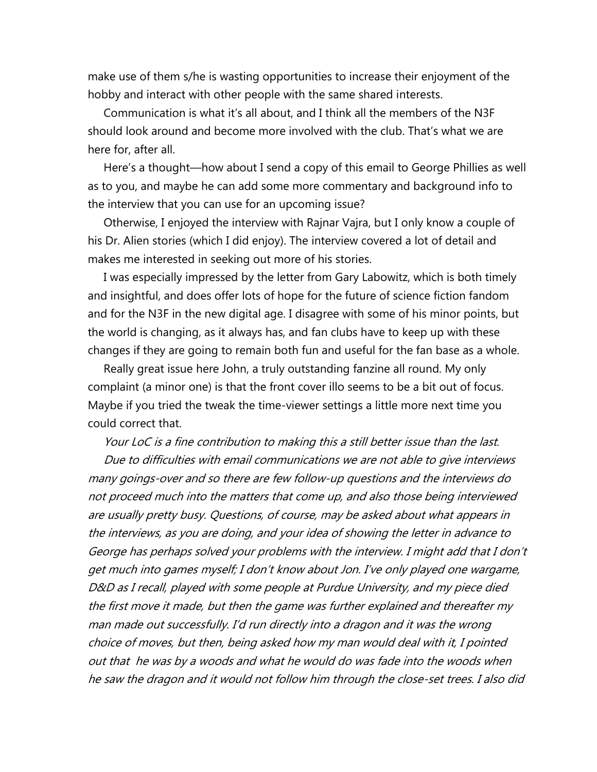make use of them s/he is wasting opportunities to increase their enjoyment of the hobby and interact with other people with the same shared interests.

Communication is what it's all about, and I think all the members of the N3F should look around and become more involved with the club. That's what we are here for, after all.

Here's a thought—how about I send a copy of this email to George Phillies as well as to you, and maybe he can add some more commentary and background info to the interview that you can use for an upcoming issue?

Otherwise, I enjoyed the interview with Rajnar Vajra, but I only know a couple of his Dr. Alien stories (which I did enjoy). The interview covered a lot of detail and makes me interested in seeking out more of his stories.

I was especially impressed by the letter from Gary Labowitz, which is both timely and insightful, and does offer lots of hope for the future of science fiction fandom and for the N3F in the new digital age. I disagree with some of his minor points, but the world is changing, as it always has, and fan clubs have to keep up with these changes if they are going to remain both fun and useful for the fan base as a whole.

Really great issue here John, a truly outstanding fanzine all round. My only complaint (a minor one) is that the front cover illo seems to be a bit out of focus. Maybe if you tried the tweak the time-viewer settings a little more next time you could correct that.

*Your LoC is a fine contribution to making this a still better issue than the last.*

*Due to difficulties with email communications we are not able to give interviews many goings-over and so there are few follow-up questions and the interviews do not proceed much into the matters that come up, and also those being interviewed are usually pretty busy. Questions, of course, may be asked about what appears in the interviews, as you are doing, and your idea of showing the letter in advance to George has perhaps solved your problems with the interview. I might add that I don't get much into games myself; I don't know about Jon. I've only played one wargame, D&D as I recall, played with some people at Purdue University, and my piece died the first move it made, but then the game was further explained and thereafter my man made out successfully. I'd run directly into a dragon and it was the wrong choice of moves, but then, being asked how my man would deal with it, I pointed out that he was by a woods and what he would do was fade into the woods when he saw the dragon and it would not follow him through the close-set trees. I also did*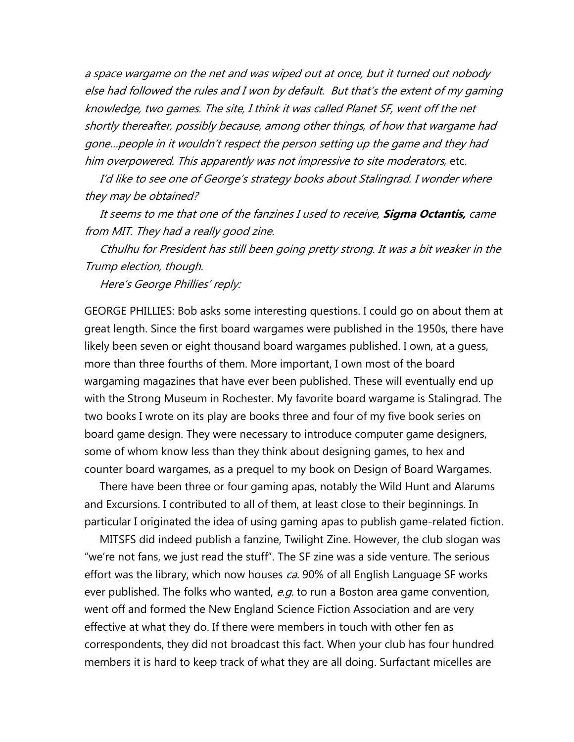*a space wargame on the net and was wiped out at once, but it turned out nobody else had followed the rules and I won by default. But that's the extent of my gaming knowledge, two games. The site, I think it was called Planet SF, went off the net shortly thereafter, possibly because, among other things, of how that wargame had gone…people in it wouldn't respect the person setting up the game and they had him overpowered. This apparently was not impressive to site moderators,* etc.

*I'd like to see one of George's strategy books about Stalingrad. I wonder where they may be obtained?*

*It seems to me that one of the fanzines I used to receive,* ***Sigma Octantis,*** *came from MIT. They had a really good zine.*

*Cthulhu for President has still been going pretty strong. It was a bit weaker in the Trump election, though.*

*Here's George Phillies' reply:*

GEORGE PHILLIES: Bob asks some interesting questions. I could go on about them at great length. Since the first board wargames were published in the 1950s, there have likely been seven or eight thousand board wargames published. I own, at a guess, more than three fourths of them. More important, I own most of the board wargaming magazines that have ever been published. These will eventually end up with the Strong Museum in Rochester. My favorite board wargame is Stalingrad. The two books I wrote on its play are books three and four of my five book series on board game design. They were necessary to introduce computer game designers, some of whom know less than they think about designing games, to hex and counter board wargames, as a prequel to my book on Design of Board Wargames.

There have been three or four gaming apas, notably the Wild Hunt and Alarums and Excursions. I contributed to all of them, at least close to their beginnings. In particular I originated the idea of using gaming apas to publish game-related fiction.

MITSFS did indeed publish a fanzine, Twilight Zine. However, the club slogan was "we're not fans, we just read the stuff". The SF zine was a side venture. The serious effort was the library, which now houses *ca.* 90% of all English Language SF works ever published. The folks who wanted, *e.g.* to run a Boston area game convention, went off and formed the New England Science Fiction Association and are very effective at what they do. If there were members in touch with other fen as correspondents, they did not broadcast this fact. When your club has four hundred members it is hard to keep track of what they are all doing. Surfactant micelles are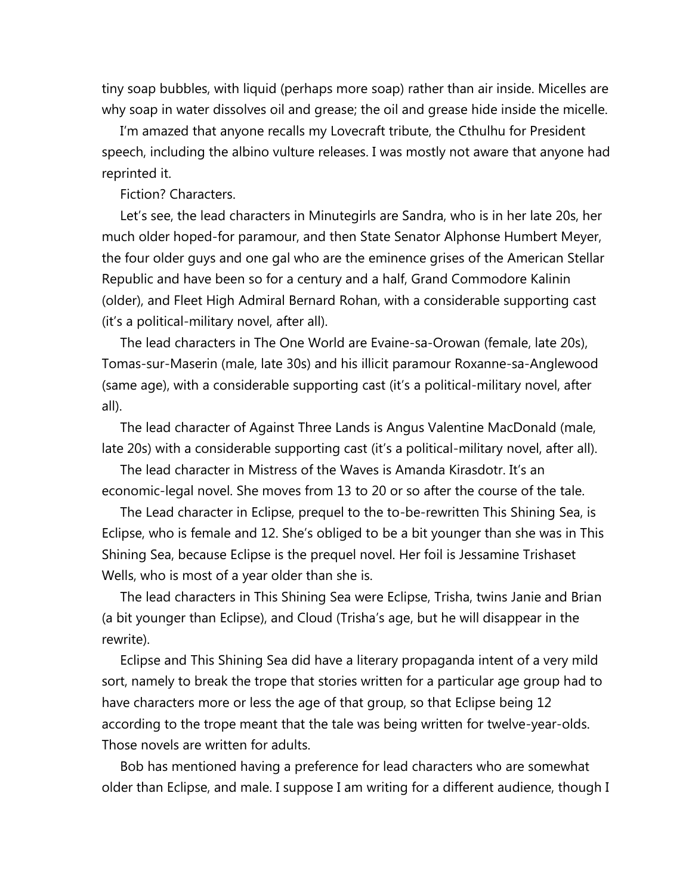tiny soap bubbles, with liquid (perhaps more soap) rather than air inside. Micelles are why soap in water dissolves oil and grease; the oil and grease hide inside the micelle.

I'm amazed that anyone recalls my Lovecraft tribute, the Cthulhu for President speech, including the albino vulture releases. I was mostly not aware that anyone had reprinted it.

Fiction? Characters.

Let's see, the lead characters in Minutegirls are Sandra, who is in her late 20s, her much older hoped-for paramour, and then State Senator Alphonse Humbert Meyer, the four older guys and one gal who are the eminence grises of the American Stellar Republic and have been so for a century and a half, Grand Commodore Kalinin (older), and Fleet High Admiral Bernard Rohan, with a considerable supporting cast (it's a political-military novel, after all).

The lead characters in The One World are Evaine-sa-Orowan (female, late 20s), Tomas-sur-Maserin (male, late 30s) and his illicit paramour Roxanne-sa-Anglewood (same age), with a considerable supporting cast (it's a political-military novel, after all).

The lead character of Against Three Lands is Angus Valentine MacDonald (male, late 20s) with a considerable supporting cast (it's a political-military novel, after all).

The lead character in Mistress of the Waves is Amanda Kirasdotr. It's an economic-legal novel. She moves from 13 to 20 or so after the course of the tale.

The Lead character in Eclipse, prequel to the to-be-rewritten This Shining Sea, is Eclipse, who is female and 12. She's obliged to be a bit younger than she was in This Shining Sea, because Eclipse is the prequel novel. Her foil is Jessamine Trishaset Wells, who is most of a year older than she is.

The lead characters in This Shining Sea were Eclipse, Trisha, twins Janie and Brian (a bit younger than Eclipse), and Cloud (Trisha's age, but he will disappear in the rewrite).

Eclipse and This Shining Sea did have a literary propaganda intent of a very mild sort, namely to break the trope that stories written for a particular age group had to have characters more or less the age of that group, so that Eclipse being 12 according to the trope meant that the tale was being written for twelve-year-olds. Those novels are written for adults.

Bob has mentioned having a preference for lead characters who are somewhat older than Eclipse, and male. I suppose I am writing for a different audience, though I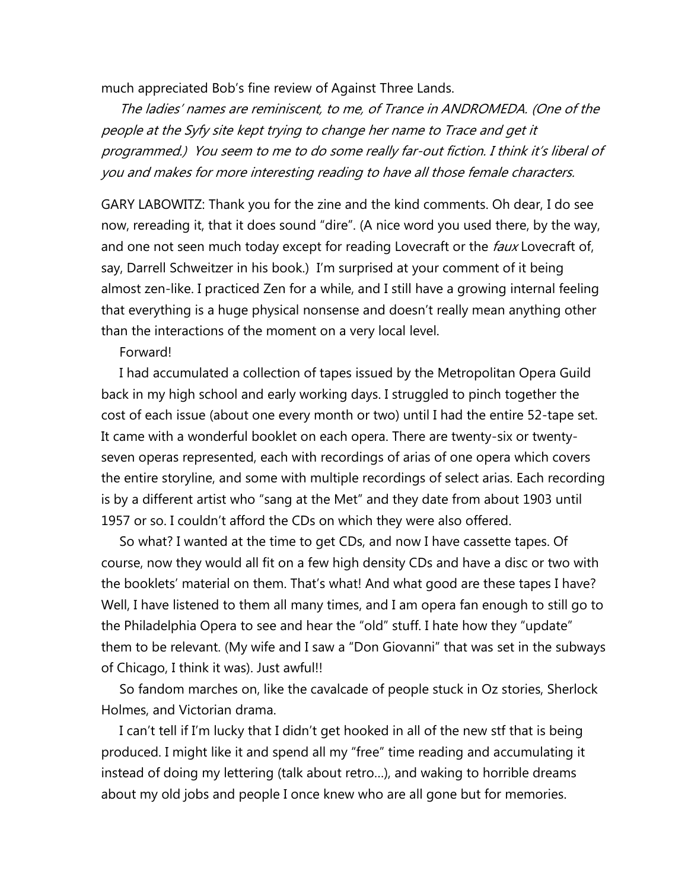much appreciated Bob's fine review of Against Three Lands.

*The ladies' names are reminiscent, to me, of Trance in ANDROMEDA. (One of the people at the Syfy site kept trying to change her name to Trace and get it programmed.) You seem to me to do some really far-out fiction. I think it's liberal of you and makes for more interesting reading to have all those female characters.*

GARY LABOWITZ: Thank you for the zine and the kind comments. Oh dear, I do see now, rereading it, that it does sound "dire". (A nice word you used there, by the way, and one not seen much today except for reading Lovecraft or the *faux* Lovecraft of, say, Darrell Schweitzer in his book.) I'm surprised at your comment of it being almost zen-like. I practiced Zen for a while, and I still have a growing internal feeling that everything is a huge physical nonsense and doesn't really mean anything other than the interactions of the moment on a very local level.

Forward!

I had accumulated a collection of tapes issued by the Metropolitan Opera Guild back in my high school and early working days. I struggled to pinch together the cost of each issue (about one every month or two) until I had the entire 52-tape set. It came with a wonderful booklet on each opera. There are twenty-six or twenty-seven operas represented, each with recordings of arias of one opera which covers the entire storyline, and some with multiple recordings of select arias. Each recording is by a different artist who "sang at the Met" and they date from about 1903 until 1957 or so. I couldn't afford the CDs on which they were also offered.

So what? I wanted at the time to get CDs, and now I have cassette tapes. Of course, now they would all fit on a few high density CDs and have a disc or two with the booklets' material on them. That's what! And what good are these tapes I have? Well, I have listened to them all many times, and I am opera fan enough to still go to the Philadelphia Opera to see and hear the "old" stuff. I hate how they "update" them to be relevant. (My wife and I saw a "Don Giovanni" that was set in the subways of Chicago, I think it was). Just awful!!

So fandom marches on, like the cavalcade of people stuck in Oz stories, Sherlock Holmes, and Victorian drama.

I can't tell if I'm lucky that I didn't get hooked in all of the new stf that is being produced. I might like it and spend all my "free" time reading and accumulating it instead of doing my lettering (talk about retro…), and waking to horrible dreams about my old jobs and people I once knew who are all gone but for memories.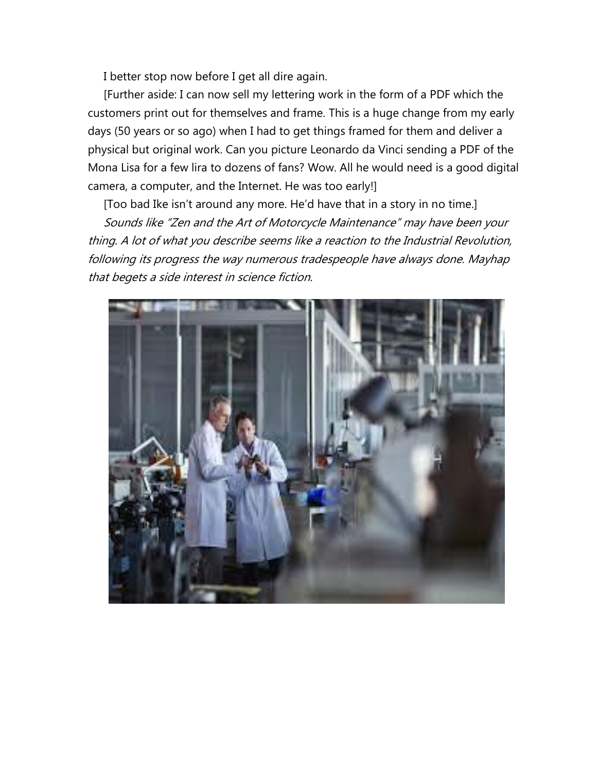I better stop now before I get all dire again.

[Further aside: I can now sell my lettering work in the form of a PDF which the customers print out for themselves and frame. This is a huge change from my early days (50 years or so ago) when I had to get things framed for them and deliver a physical but original work. Can you picture Leonardo da Vinci sending a PDF of the Mona Lisa for a few lira to dozens of fans? Wow. All he would need is a good digital camera, a computer, and the Internet. He was too early!]

[Too bad Ike isn't around any more. He'd have that in a story in no time.]

*Sounds like "Zen and the Art of Motorcycle Maintenance" may have been your thing. A lot of what you describe seems like a reaction to the Industrial Revolution, following its progress the way numerous tradespeople have always done. Mayhap that begets a side interest in science fiction.*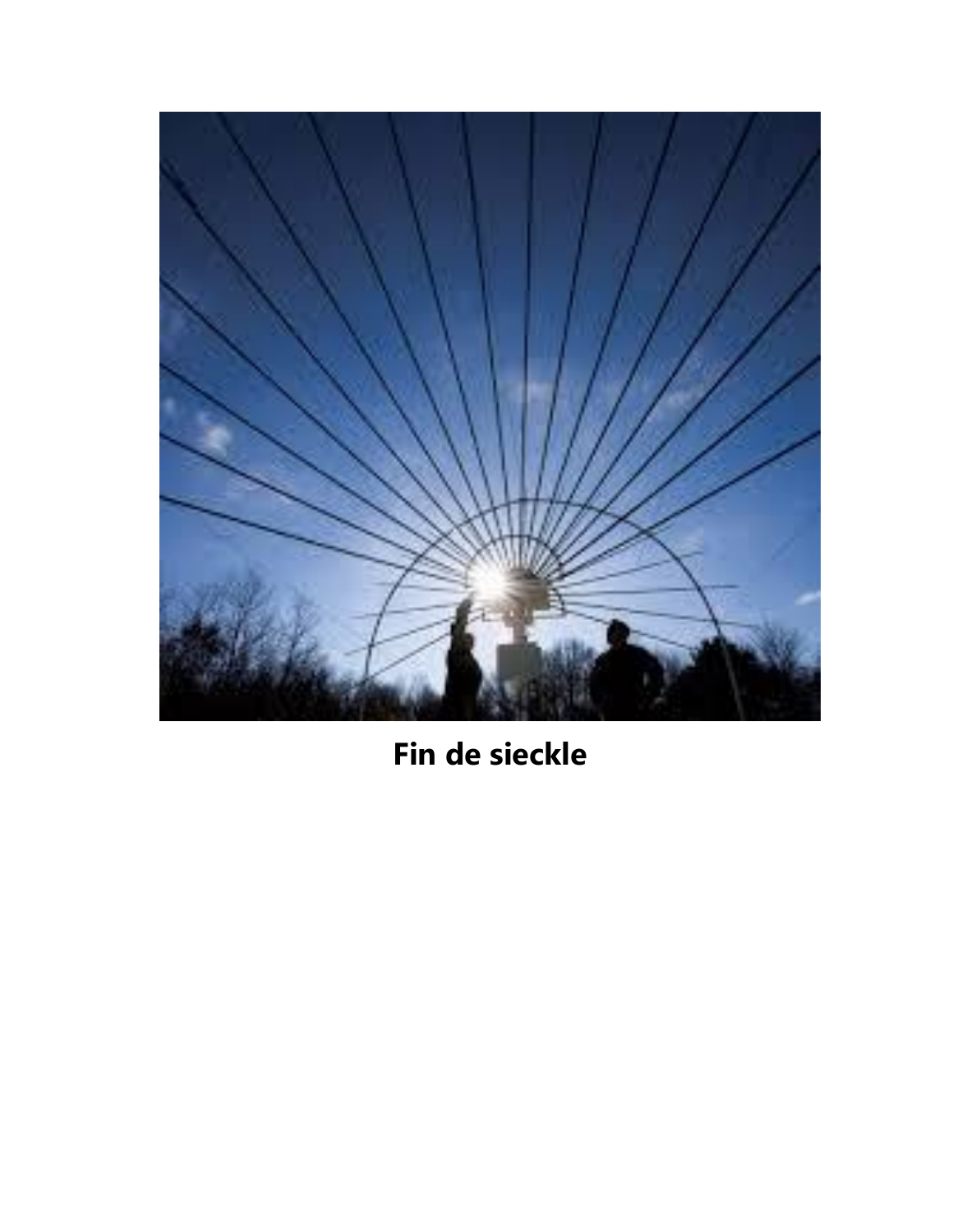**Fin de sieckle**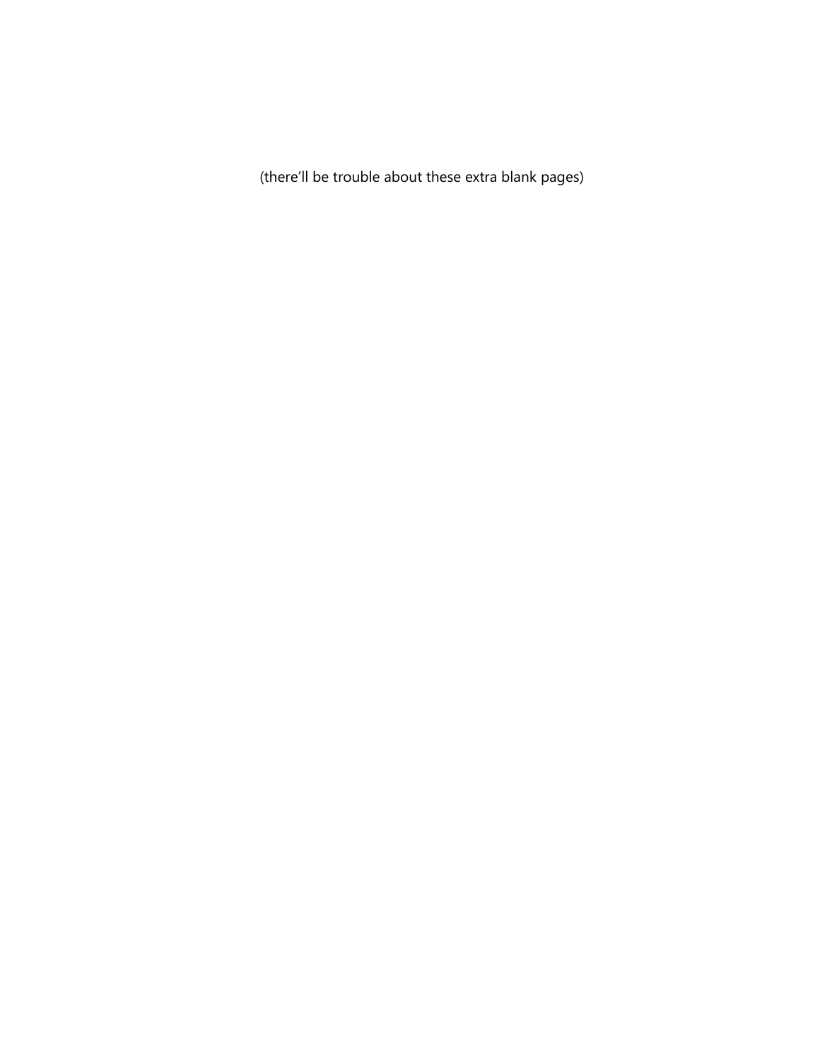(there'll be trouble about these extra blank pages)